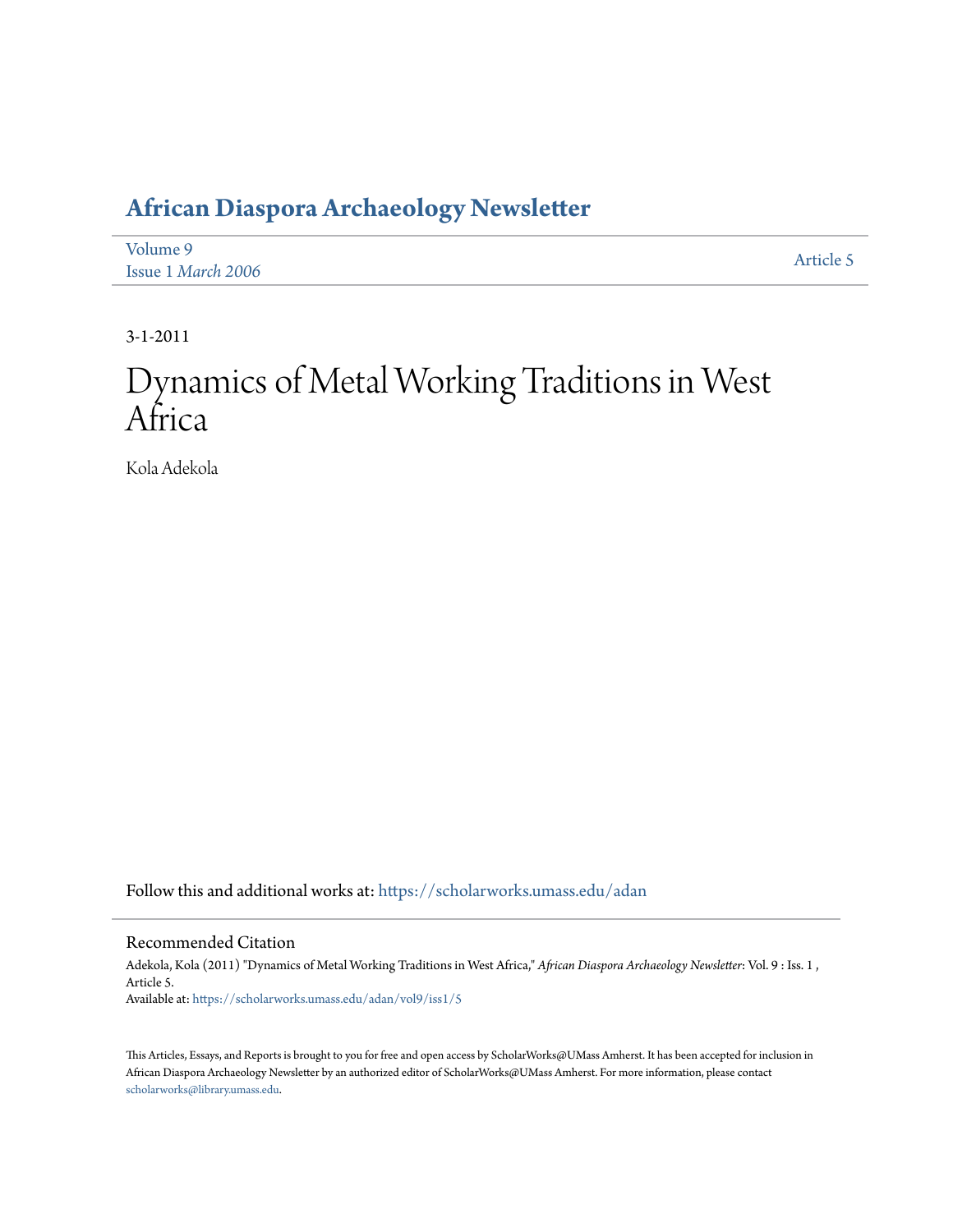# African Diaspora Archaeology Newsletter

Volume 9
Issue 1 *March 2006*

Article 5

3-1-2011

# Dynamics of Metal Working Traditions in West Africa

Kola Adekola

Follow this and additional works at: https://scholarworks.umass.edu/adan

## Recommended Citation

Adekola, Kola (2011) "Dynamics of Metal Working Traditions in West Africa," *African Diaspora Archaeology Newsletter*: Vol. 9 : Iss. 1 , Article 5.
Available at: https://scholarworks.umass.edu/adan/vol9/iss1/5

This Articles, Essays, and Reports is brought to you for free and open access by ScholarWorks@UMass Amherst. It has been accepted for inclusion in African Diaspora Archaeology Newsletter by an authorized editor of ScholarWorks@UMass Amherst. For more information, please contact scholarworks@library.umass.edu.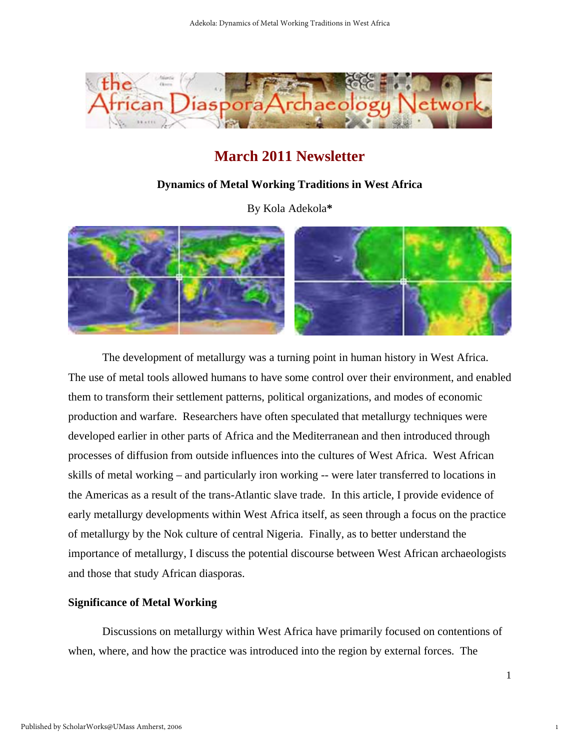# March 2011 Newsletter

## Dynamics of Metal Working Traditions in West Africa

By Kola Adekola**\***

The development of metallurgy was a turning point in human history in West Africa. The use of metal tools allowed humans to have some control over their environment, and enabled them to transform their settlement patterns, political organizations, and modes of economic production and warfare. Researchers have often speculated that metallurgy techniques were developed earlier in other parts of Africa and the Mediterranean and then introduced through processes of diffusion from outside influences into the cultures of West Africa. West African skills of metal working – and particularly iron working -- were later transferred to locations in the Americas as a result of the trans-Atlantic slave trade. In this article, I provide evidence of early metallurgy developments within West Africa itself, as seen through a focus on the practice of metallurgy by the Nok culture of central Nigeria. Finally, as to better understand the importance of metallurgy, I discuss the potential discourse between West African archaeologists and those that study African diasporas.

### Significance of Metal Working

Discussions on metallurgy within West Africa have primarily focused on contentions of when, where, and how the practice was introduced into the region by external forces. The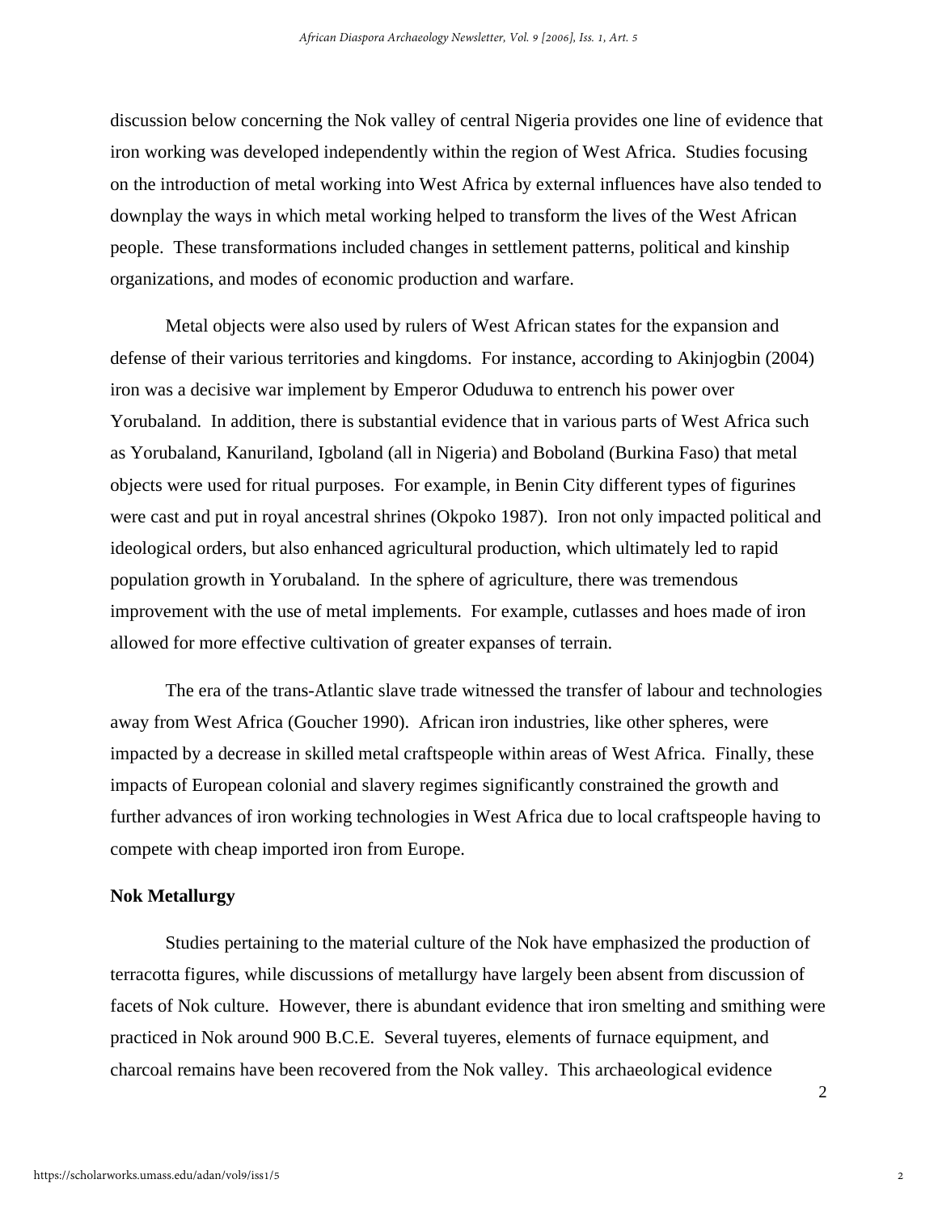discussion below concerning the Nok valley of central Nigeria provides one line of evidence that iron working was developed independently within the region of West Africa. Studies focusing on the introduction of metal working into West Africa by external influences have also tended to downplay the ways in which metal working helped to transform the lives of the West African people. These transformations included changes in settlement patterns, political and kinship organizations, and modes of economic production and warfare.

Metal objects were also used by rulers of West African states for the expansion and defense of their various territories and kingdoms. For instance, according to Akinjogbin (2004) iron was a decisive war implement by Emperor Oduduwa to entrench his power over Yorubaland. In addition, there is substantial evidence that in various parts of West Africa such as Yorubaland, Kanuriland, Igboland (all in Nigeria) and Boboland (Burkina Faso) that metal objects were used for ritual purposes. For example, in Benin City different types of figurines were cast and put in royal ancestral shrines (Okpoko 1987). Iron not only impacted political and ideological orders, but also enhanced agricultural production, which ultimately led to rapid population growth in Yorubaland. In the sphere of agriculture, there was tremendous improvement with the use of metal implements. For example, cutlasses and hoes made of iron allowed for more effective cultivation of greater expanses of terrain.

The era of the trans-Atlantic slave trade witnessed the transfer of labour and technologies away from West Africa (Goucher 1990). African iron industries, like other spheres, were impacted by a decrease in skilled metal craftspeople within areas of West Africa. Finally, these impacts of European colonial and slavery regimes significantly constrained the growth and further advances of iron working technologies in West Africa due to local craftspeople having to compete with cheap imported iron from Europe.

## Nok Metallurgy

Studies pertaining to the material culture of the Nok have emphasized the production of terracotta figures, while discussions of metallurgy have largely been absent from discussion of facets of Nok culture. However, there is abundant evidence that iron smelting and smithing were practiced in Nok around 900 B.C.E. Several tuyeres, elements of furnace equipment, and charcoal remains have been recovered from the Nok valley. This archaeological evidence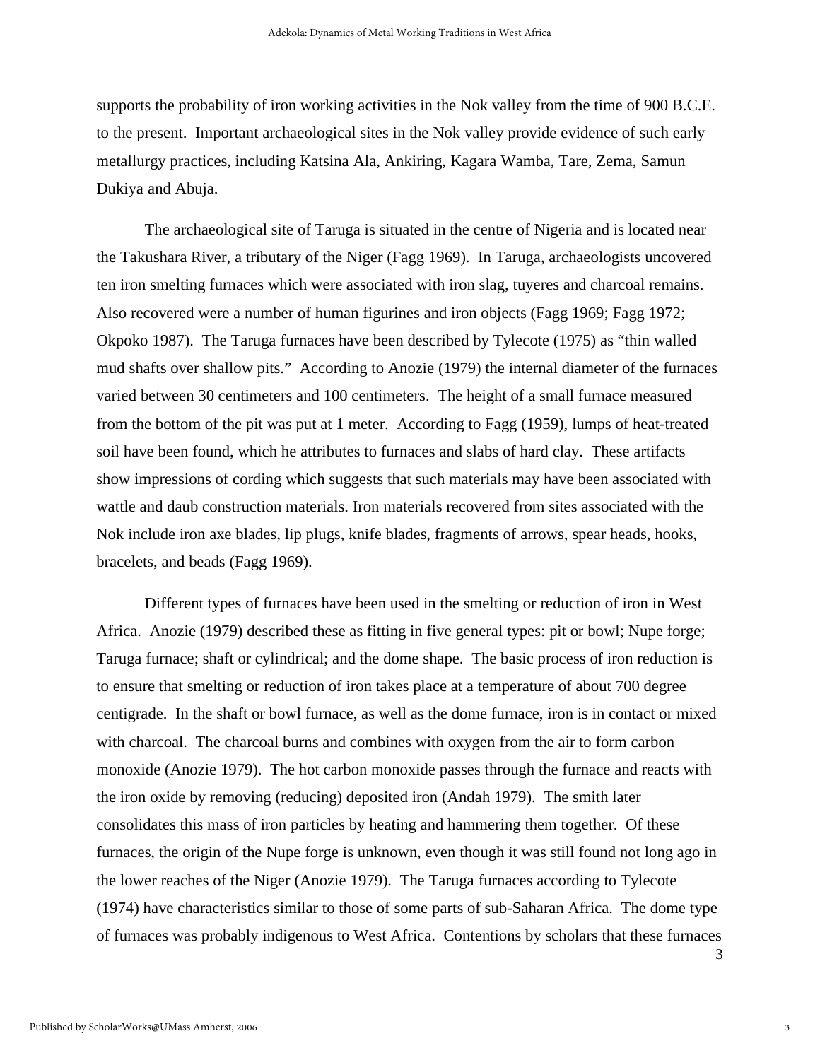supports the probability of iron working activities in the Nok valley from the time of 900 B.C.E. to the present. Important archaeological sites in the Nok valley provide evidence of such early metallurgy practices, including Katsina Ala, Ankiring, Kagara Wamba, Tare, Zema, Samun Dukiya and Abuja.

The archaeological site of Taruga is situated in the centre of Nigeria and is located near the Takushara River, a tributary of the Niger (Fagg 1969). In Taruga, archaeologists uncovered ten iron smelting furnaces which were associated with iron slag, tuyeres and charcoal remains. Also recovered were a number of human figurines and iron objects (Fagg 1969; Fagg 1972; Okpoko 1987). The Taruga furnaces have been described by Tylecote (1975) as "thin walled mud shafts over shallow pits." According to Anozie (1979) the internal diameter of the furnaces varied between 30 centimeters and 100 centimeters. The height of a small furnace measured from the bottom of the pit was put at 1 meter. According to Fagg (1959), lumps of heat-treated soil have been found, which he attributes to furnaces and slabs of hard clay. These artifacts show impressions of cording which suggests that such materials may have been associated with wattle and daub construction materials. Iron materials recovered from sites associated with the Nok include iron axe blades, lip plugs, knife blades, fragments of arrows, spear heads, hooks, bracelets, and beads (Fagg 1969).

Different types of furnaces have been used in the smelting or reduction of iron in West Africa. Anozie (1979) described these as fitting in five general types: pit or bowl; Nupe forge; Taruga furnace; shaft or cylindrical; and the dome shape. The basic process of iron reduction is to ensure that smelting or reduction of iron takes place at a temperature of about 700 degree centigrade. In the shaft or bowl furnace, as well as the dome furnace, iron is in contact or mixed with charcoal. The charcoal burns and combines with oxygen from the air to form carbon monoxide (Anozie 1979). The hot carbon monoxide passes through the furnace and reacts with the iron oxide by removing (reducing) deposited iron (Andah 1979). The smith later consolidates this mass of iron particles by heating and hammering them together. Of these furnaces, the origin of the Nupe forge is unknown, even though it was still found not long ago in the lower reaches of the Niger (Anozie 1979). The Taruga furnaces according to Tylecote (1974) have characteristics similar to those of some parts of sub-Saharan Africa. The dome type of furnaces was probably indigenous to West Africa. Contentions by scholars that these furnaces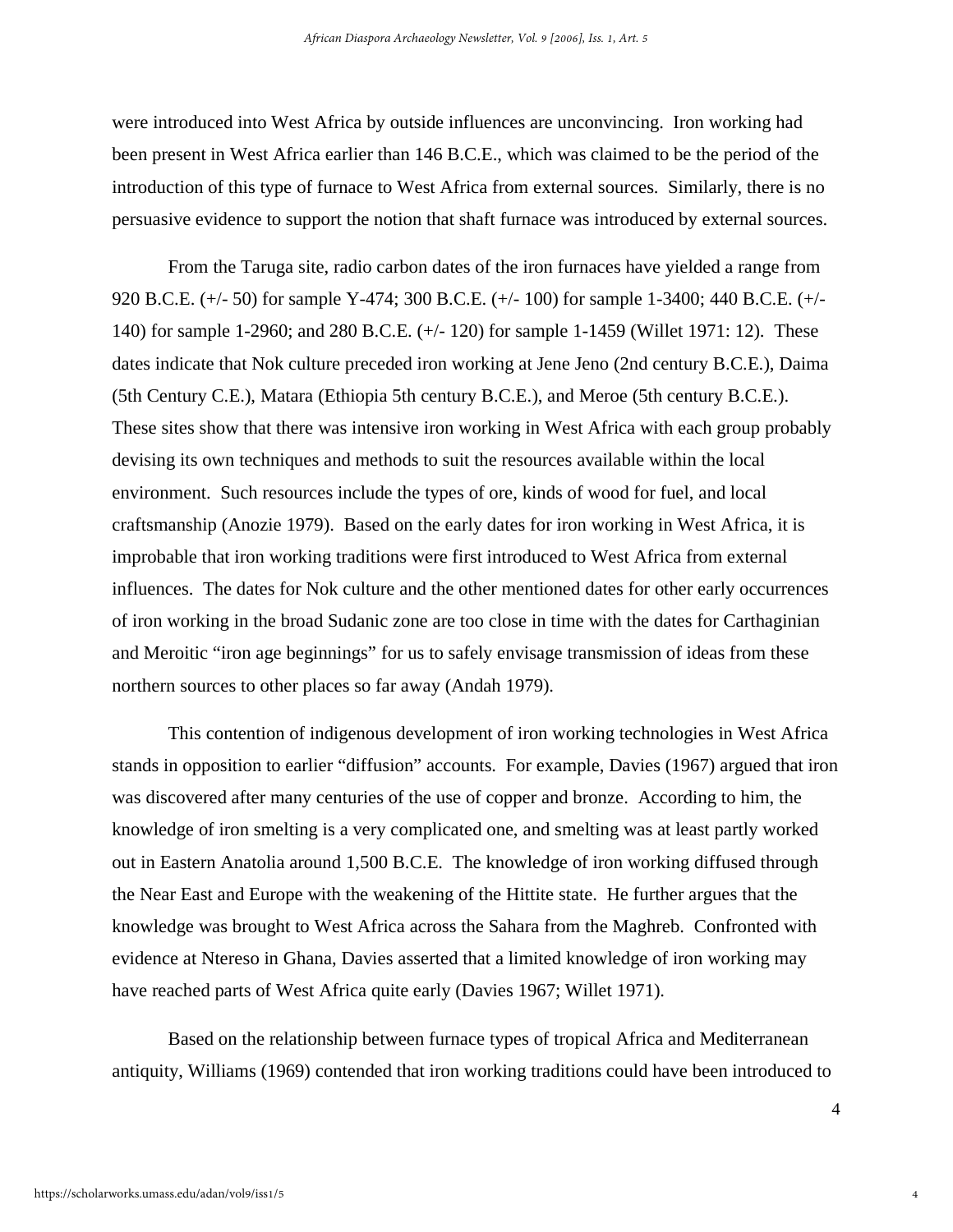were introduced into West Africa by outside influences are unconvincing. Iron working had been present in West Africa earlier than 146 B.C.E., which was claimed to be the period of the introduction of this type of furnace to West Africa from external sources. Similarly, there is no persuasive evidence to support the notion that shaft furnace was introduced by external sources.

From the Taruga site, radio carbon dates of the iron furnaces have yielded a range from 920 B.C.E. (+/- 50) for sample Y-474; 300 B.C.E. (+/- 100) for sample 1-3400; 440 B.C.E. (+/- 140) for sample 1-2960; and 280 B.C.E. (+/- 120) for sample 1-1459 (Willet 1971: 12). These dates indicate that Nok culture preceded iron working at Jene Jeno (2nd century B.C.E.), Daima (5th Century C.E.), Matara (Ethiopia 5th century B.C.E.), and Meroe (5th century B.C.E.). These sites show that there was intensive iron working in West Africa with each group probably devising its own techniques and methods to suit the resources available within the local environment. Such resources include the types of ore, kinds of wood for fuel, and local craftsmanship (Anozie 1979). Based on the early dates for iron working in West Africa, it is improbable that iron working traditions were first introduced to West Africa from external influences. The dates for Nok culture and the other mentioned dates for other early occurrences of iron working in the broad Sudanic zone are too close in time with the dates for Carthaginian and Meroitic "iron age beginnings" for us to safely envisage transmission of ideas from these northern sources to other places so far away (Andah 1979).

This contention of indigenous development of iron working technologies in West Africa stands in opposition to earlier "diffusion" accounts. For example, Davies (1967) argued that iron was discovered after many centuries of the use of copper and bronze. According to him, the knowledge of iron smelting is a very complicated one, and smelting was at least partly worked out in Eastern Anatolia around 1,500 B.C.E. The knowledge of iron working diffused through the Near East and Europe with the weakening of the Hittite state. He further argues that the knowledge was brought to West Africa across the Sahara from the Maghreb. Confronted with evidence at Ntereso in Ghana, Davies asserted that a limited knowledge of iron working may have reached parts of West Africa quite early (Davies 1967; Willet 1971).

Based on the relationship between furnace types of tropical Africa and Mediterranean antiquity, Williams (1969) contended that iron working traditions could have been introduced to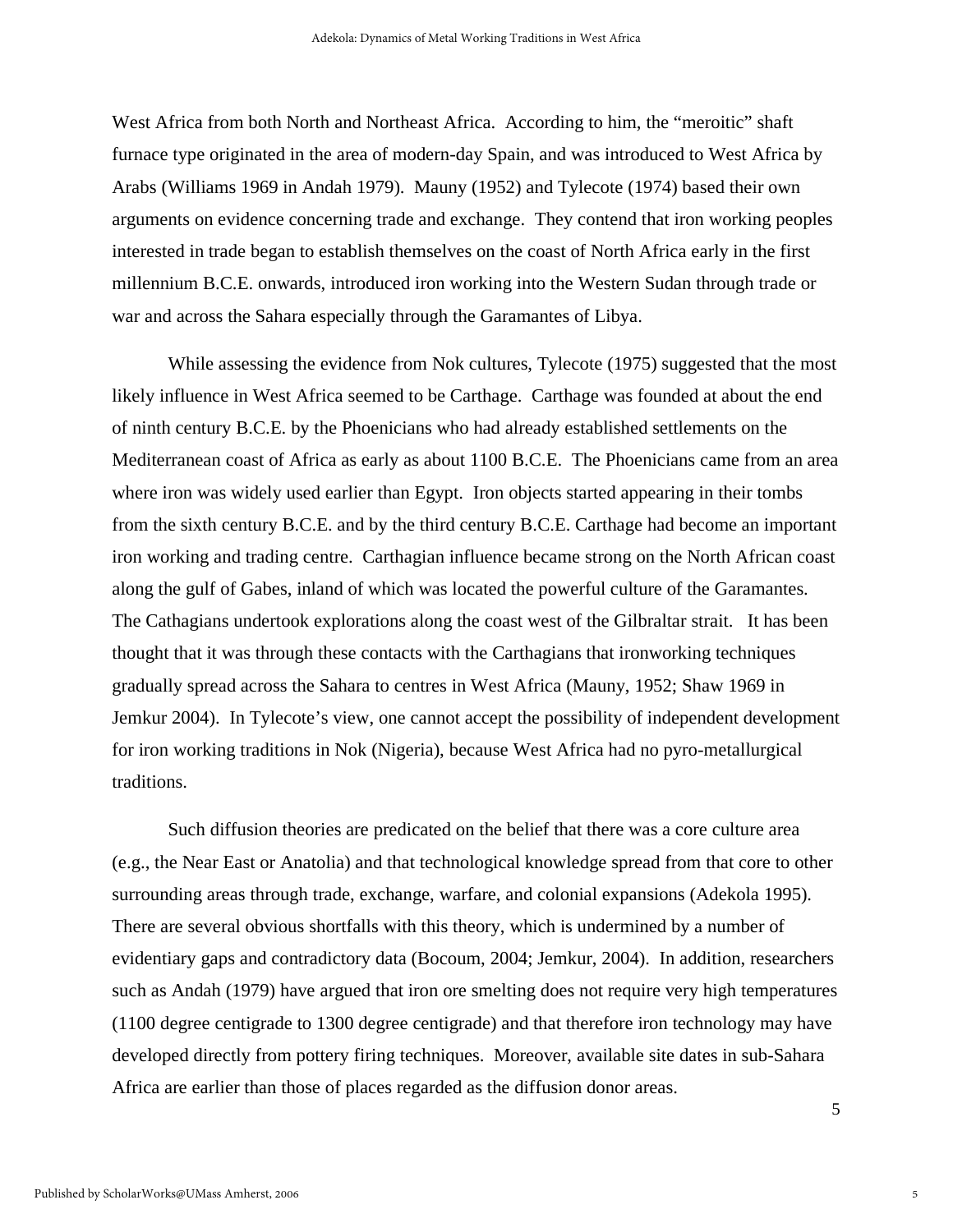West Africa from both North and Northeast Africa. According to him, the "meroitic" shaft furnace type originated in the area of modern-day Spain, and was introduced to West Africa by Arabs (Williams 1969 in Andah 1979). Mauny (1952) and Tylecote (1974) based their own arguments on evidence concerning trade and exchange. They contend that iron working peoples interested in trade began to establish themselves on the coast of North Africa early in the first millennium B.C.E. onwards, introduced iron working into the Western Sudan through trade or war and across the Sahara especially through the Garamantes of Libya.

While assessing the evidence from Nok cultures, Tylecote (1975) suggested that the most likely influence in West Africa seemed to be Carthage. Carthage was founded at about the end of ninth century B.C.E. by the Phoenicians who had already established settlements on the Mediterranean coast of Africa as early as about 1100 B.C.E. The Phoenicians came from an area where iron was widely used earlier than Egypt. Iron objects started appearing in their tombs from the sixth century B.C.E. and by the third century B.C.E. Carthage had become an important iron working and trading centre. Carthagian influence became strong on the North African coast along the gulf of Gabes, inland of which was located the powerful culture of the Garamantes. The Cathagians undertook explorations along the coast west of the Gilbraltar strait. It has been thought that it was through these contacts with the Carthagians that ironworking techniques gradually spread across the Sahara to centres in West Africa (Mauny, 1952; Shaw 1969 in Jemkur 2004). In Tylecote's view, one cannot accept the possibility of independent development for iron working traditions in Nok (Nigeria), because West Africa had no pyro-metallurgical traditions.

Such diffusion theories are predicated on the belief that there was a core culture area (e.g., the Near East or Anatolia) and that technological knowledge spread from that core to other surrounding areas through trade, exchange, warfare, and colonial expansions (Adekola 1995). There are several obvious shortfalls with this theory, which is undermined by a number of evidentiary gaps and contradictory data (Bocoum, 2004; Jemkur, 2004). In addition, researchers such as Andah (1979) have argued that iron ore smelting does not require very high temperatures (1100 degree centigrade to 1300 degree centigrade) and that therefore iron technology may have developed directly from pottery firing techniques. Moreover, available site dates in sub-Sahara Africa are earlier than those of places regarded as the diffusion donor areas.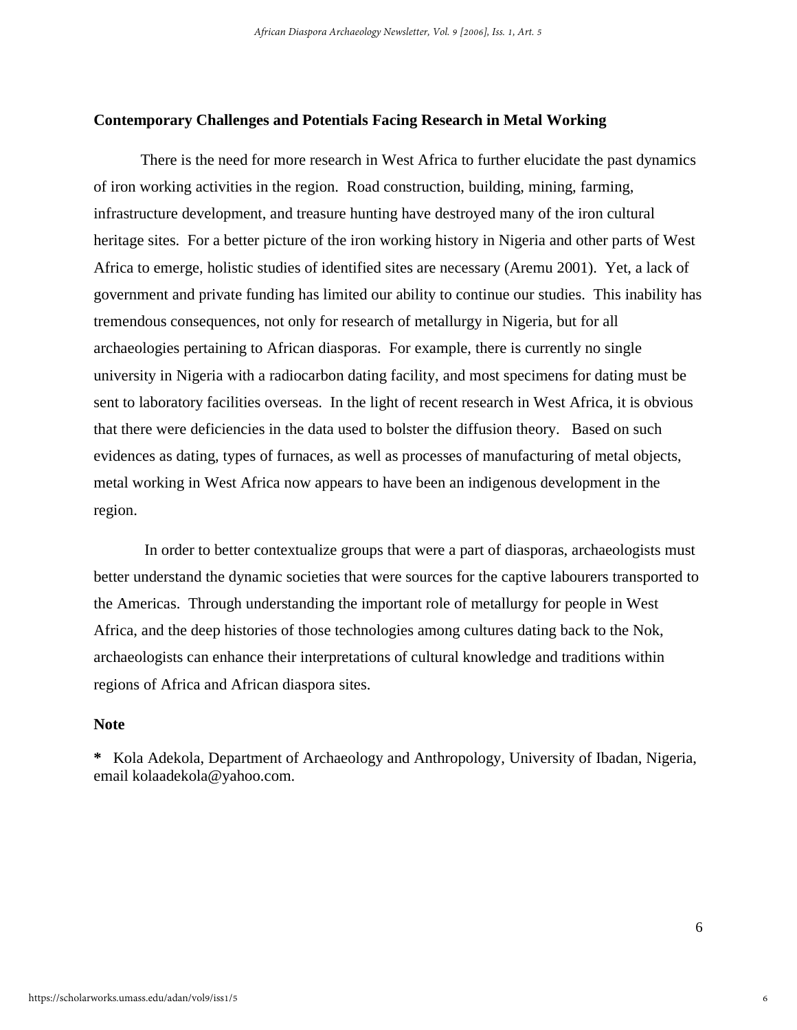## Contemporary Challenges and Potentials Facing Research in Metal Working

There is the need for more research in West Africa to further elucidate the past dynamics of iron working activities in the region. Road construction, building, mining, farming, infrastructure development, and treasure hunting have destroyed many of the iron cultural heritage sites. For a better picture of the iron working history in Nigeria and other parts of West Africa to emerge, holistic studies of identified sites are necessary (Aremu 2001). Yet, a lack of government and private funding has limited our ability to continue our studies. This inability has tremendous consequences, not only for research of metallurgy in Nigeria, but for all archaeologies pertaining to African diasporas. For example, there is currently no single university in Nigeria with a radiocarbon dating facility, and most specimens for dating must be sent to laboratory facilities overseas. In the light of recent research in West Africa, it is obvious that there were deficiencies in the data used to bolster the diffusion theory. Based on such evidences as dating, types of furnaces, as well as processes of manufacturing of metal objects, metal working in West Africa now appears to have been an indigenous development in the region.

In order to better contextualize groups that were a part of diasporas, archaeologists must better understand the dynamic societies that were sources for the captive labourers transported to the Americas. Through understanding the important role of metallurgy for people in West Africa, and the deep histories of those technologies among cultures dating back to the Nok, archaeologists can enhance their interpretations of cultural knowledge and traditions within regions of Africa and African diaspora sites.

## Note

**\*** Kola Adekola, Department of Archaeology and Anthropology, University of Ibadan, Nigeria, email kolaadekola@yahoo.com.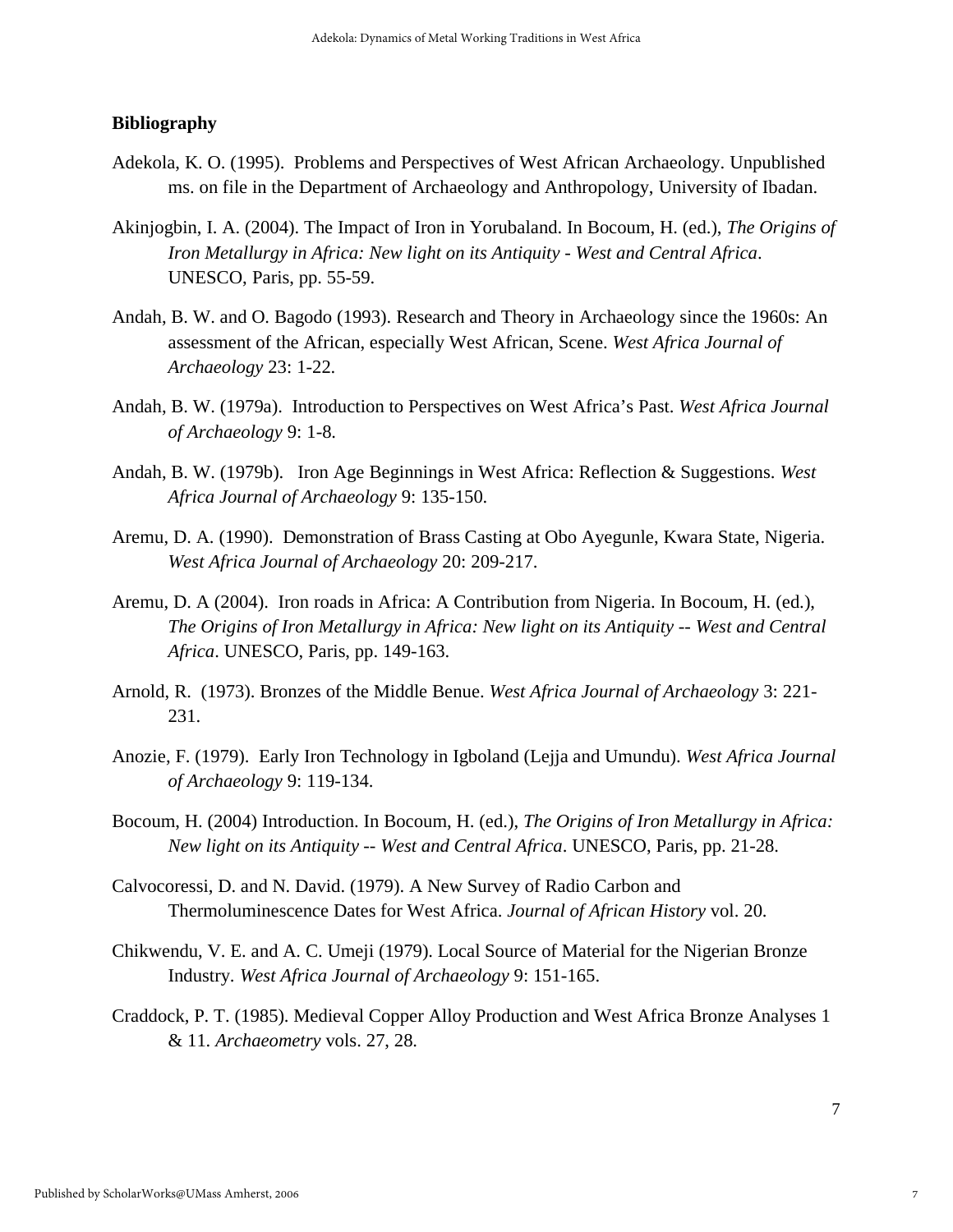## Bibliography

Adekola, K. O. (1995). Problems and Perspectives of West African Archaeology. Unpublished ms. on file in the Department of Archaeology and Anthropology, University of Ibadan.

Akinjogbin, I. A. (2004). The Impact of Iron in Yorubaland. In Bocoum, H. (ed.), *The Origins of Iron Metallurgy in Africa: New light on its Antiquity - West and Central Africa*. UNESCO, Paris, pp. 55-59.

Andah, B. W. and O. Bagodo (1993). Research and Theory in Archaeology since the 1960s: An assessment of the African, especially West African, Scene. *West Africa Journal of Archaeology* 23: 1-22.

Andah, B. W. (1979a). Introduction to Perspectives on West Africa's Past. *West Africa Journal of Archaeology* 9: 1-8.

Andah, B. W. (1979b). Iron Age Beginnings in West Africa: Reflection & Suggestions. *West Africa Journal of Archaeology* 9: 135-150.

Aremu, D. A. (1990). Demonstration of Brass Casting at Obo Ayegunle, Kwara State, Nigeria. *West Africa Journal of Archaeology* 20: 209-217.

Aremu, D. A (2004). Iron roads in Africa: A Contribution from Nigeria. In Bocoum, H. (ed.), *The Origins of Iron Metallurgy in Africa: New light on its Antiquity -- West and Central Africa*. UNESCO, Paris, pp. 149-163.

Arnold, R. (1973). Bronzes of the Middle Benue. *West Africa Journal of Archaeology* 3: 221-231.

Anozie, F. (1979). Early Iron Technology in Igboland (Lejja and Umundu). *West Africa Journal of Archaeology* 9: 119-134.

Bocoum, H. (2004) Introduction. In Bocoum, H. (ed.), *The Origins of Iron Metallurgy in Africa: New light on its Antiquity -- West and Central Africa*. UNESCO, Paris, pp. 21-28.

Calvocoressi, D. and N. David. (1979). A New Survey of Radio Carbon and Thermoluminescence Dates for West Africa. *Journal of African History* vol. 20.

Chikwendu, V. E. and A. C. Umeji (1979). Local Source of Material for the Nigerian Bronze Industry. *West Africa Journal of Archaeology* 9: 151-165.

Craddock, P. T. (1985). Medieval Copper Alloy Production and West Africa Bronze Analyses 1 & 11. *Archaeometry* vols. 27, 28.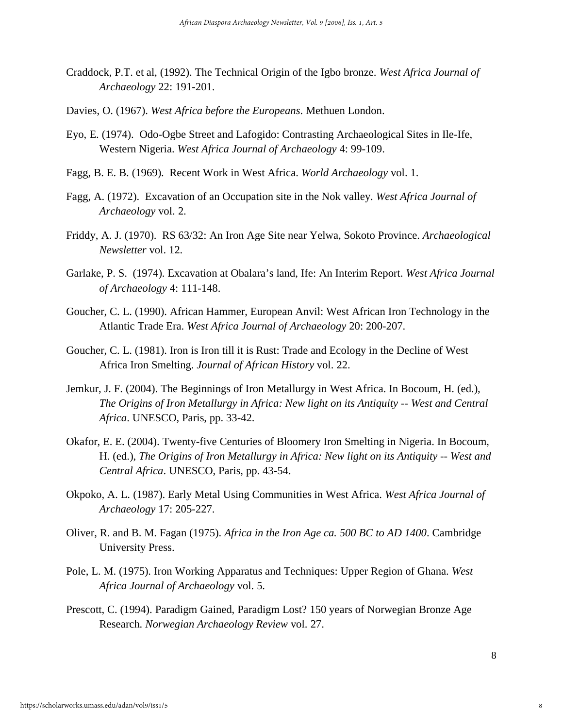Craddock, P.T. et al, (1992). The Technical Origin of the Igbo bronze. *West Africa Journal of Archaeology* 22: 191-201.

Davies, O. (1967). *West Africa before the Europeans*. Methuen London.

Eyo, E. (1974). Odo-Ogbe Street and Lafogido: Contrasting Archaeological Sites in Ile-Ife, Western Nigeria. *West Africa Journal of Archaeology* 4: 99-109.

Fagg, B. E. B. (1969). Recent Work in West Africa. *World Archaeology* vol. 1.

Fagg, A. (1972). Excavation of an Occupation site in the Nok valley. *West Africa Journal of Archaeology* vol. 2.

Friddy, A. J. (1970). RS 63/32: An Iron Age Site near Yelwa, Sokoto Province. *Archaeological Newsletter* vol. 12.

Garlake, P. S. (1974). Excavation at Obalara's land, Ife: An Interim Report. *West Africa Journal of Archaeology* 4: 111-148.

Goucher, C. L. (1990). African Hammer, European Anvil: West African Iron Technology in the Atlantic Trade Era. *West Africa Journal of Archaeology* 20: 200-207.

Goucher, C. L. (1981). Iron is Iron till it is Rust: Trade and Ecology in the Decline of West Africa Iron Smelting. *Journal of African History* vol. 22.

Jemkur, J. F. (2004). The Beginnings of Iron Metallurgy in West Africa. In Bocoum, H. (ed.), *The Origins of Iron Metallurgy in Africa: New light on its Antiquity -- West and Central Africa*. UNESCO, Paris, pp. 33-42.

Okafor, E. E. (2004). Twenty-five Centuries of Bloomery Iron Smelting in Nigeria. In Bocoum, H. (ed.), *The Origins of Iron Metallurgy in Africa: New light on its Antiquity -- West and Central Africa*. UNESCO, Paris, pp. 43-54.

Okpoko, A. L. (1987). Early Metal Using Communities in West Africa. *West Africa Journal of Archaeology* 17: 205-227.

Oliver, R. and B. M. Fagan (1975). *Africa in the Iron Age ca. 500 BC to AD 1400*. Cambridge University Press.

Pole, L. M. (1975). Iron Working Apparatus and Techniques: Upper Region of Ghana. *West Africa Journal of Archaeology* vol. 5.

Prescott, C. (1994). Paradigm Gained, Paradigm Lost? 150 years of Norwegian Bronze Age Research. *Norwegian Archaeology Review* vol. 27.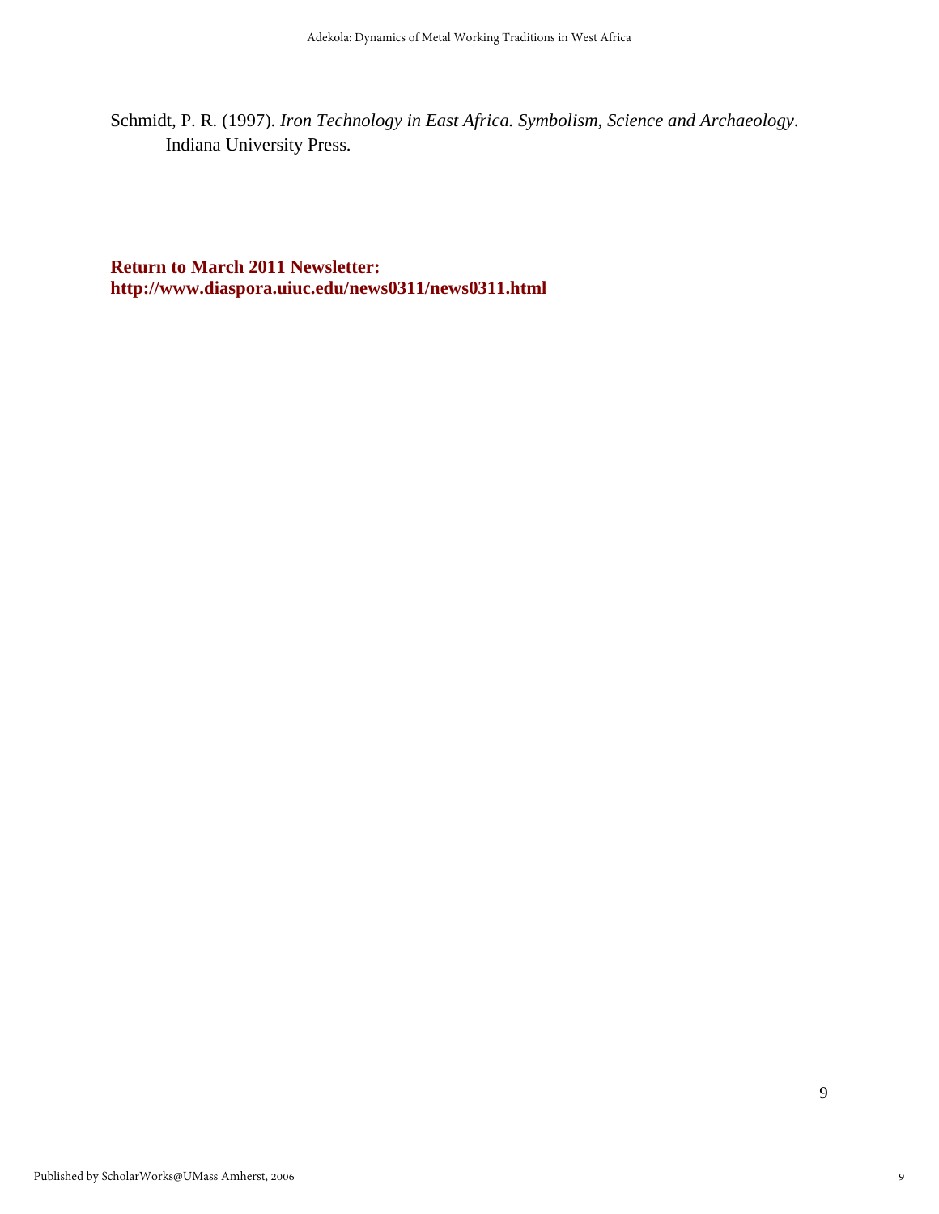Schmidt, P. R. (1997). *Iron Technology in East Africa. Symbolism, Science and Archaeology*. Indiana University Press.

**Return to March 2011 Newsletter:**
**http://www.diaspora.uiuc.edu/news0311/news0311.html**